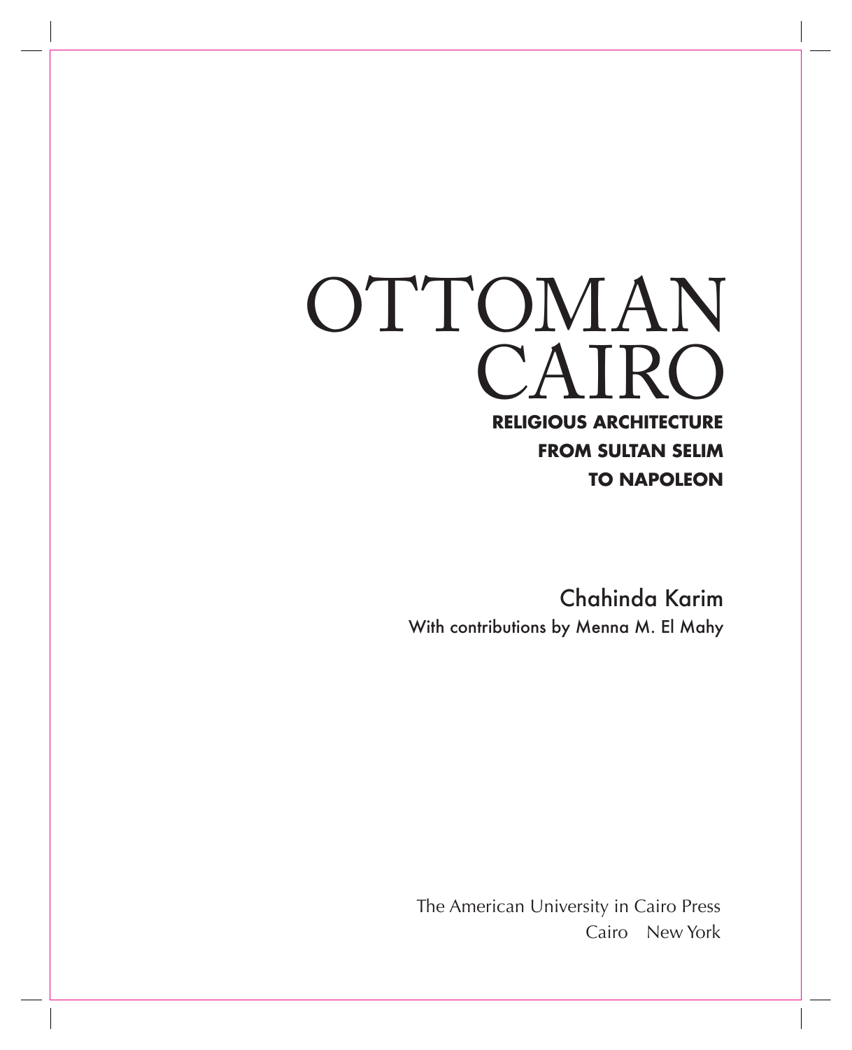# OTTOMAN CAIRO

**RELIGIOUS ARCHITECTURE FROM SULTAN SELIM TO NAPOLEON**

Chahinda Karim

With contributions by Menna M. El Mahy

The American University in Cairo Press

Cairo New York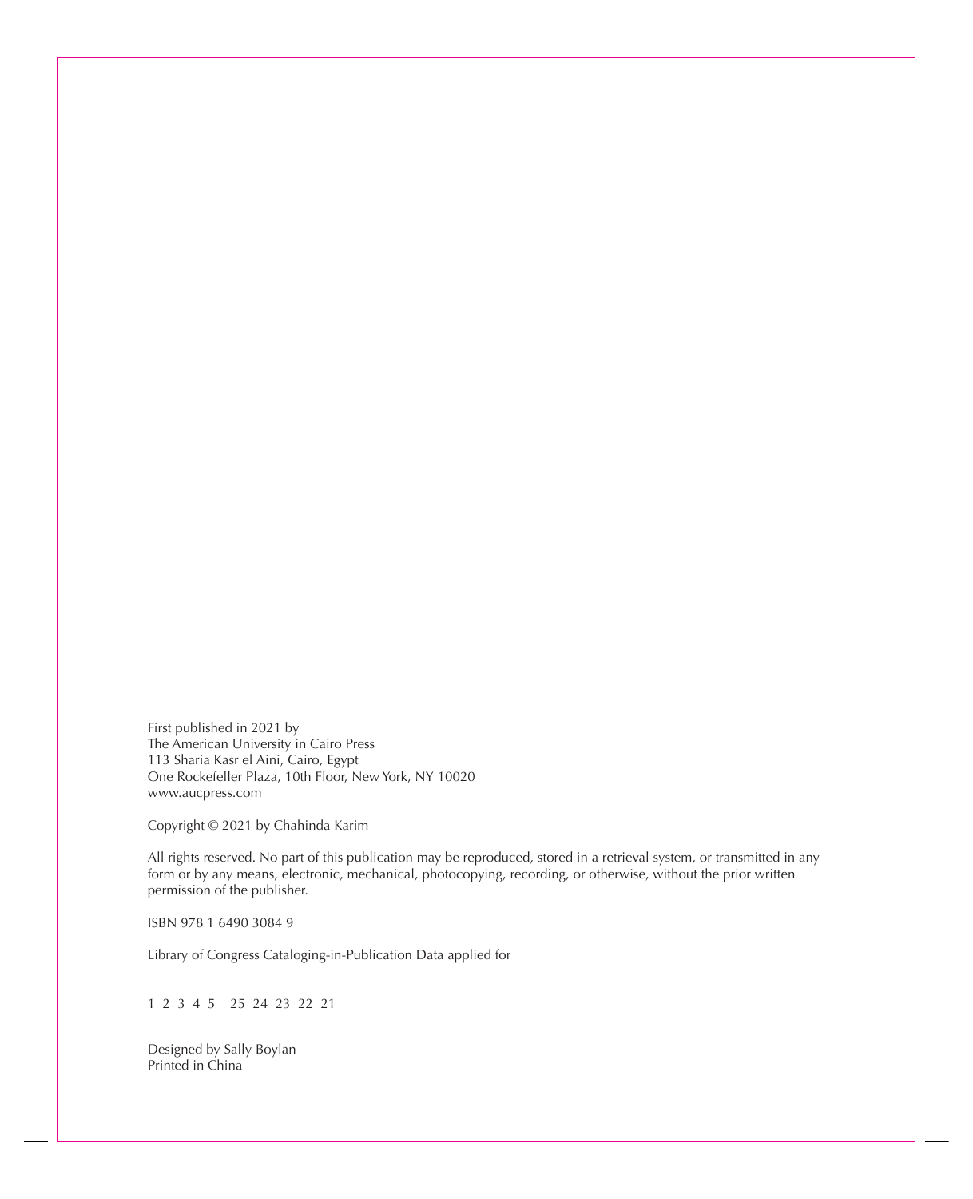First published in 2021 by
The American University in Cairo Press
113 Sharia Kasr el Aini, Cairo, Egypt
One Rockefeller Plaza, 10th Floor, New York, NY 10020
www.aucpress.com

Copyright © 2021 by Chahinda Karim

All rights reserved. No part of this publication may be reproduced, stored in a retrieval system, or transmitted in any form or by any means, electronic, mechanical, photocopying, recording, or otherwise, without the prior written permission of the publisher.

ISBN 978 1 6490 3084 9

Library of Congress Cataloging-in-Publication Data applied for

1 2 3 4 5 25 24 23 22 21

Designed by Sally Boylan
Printed in China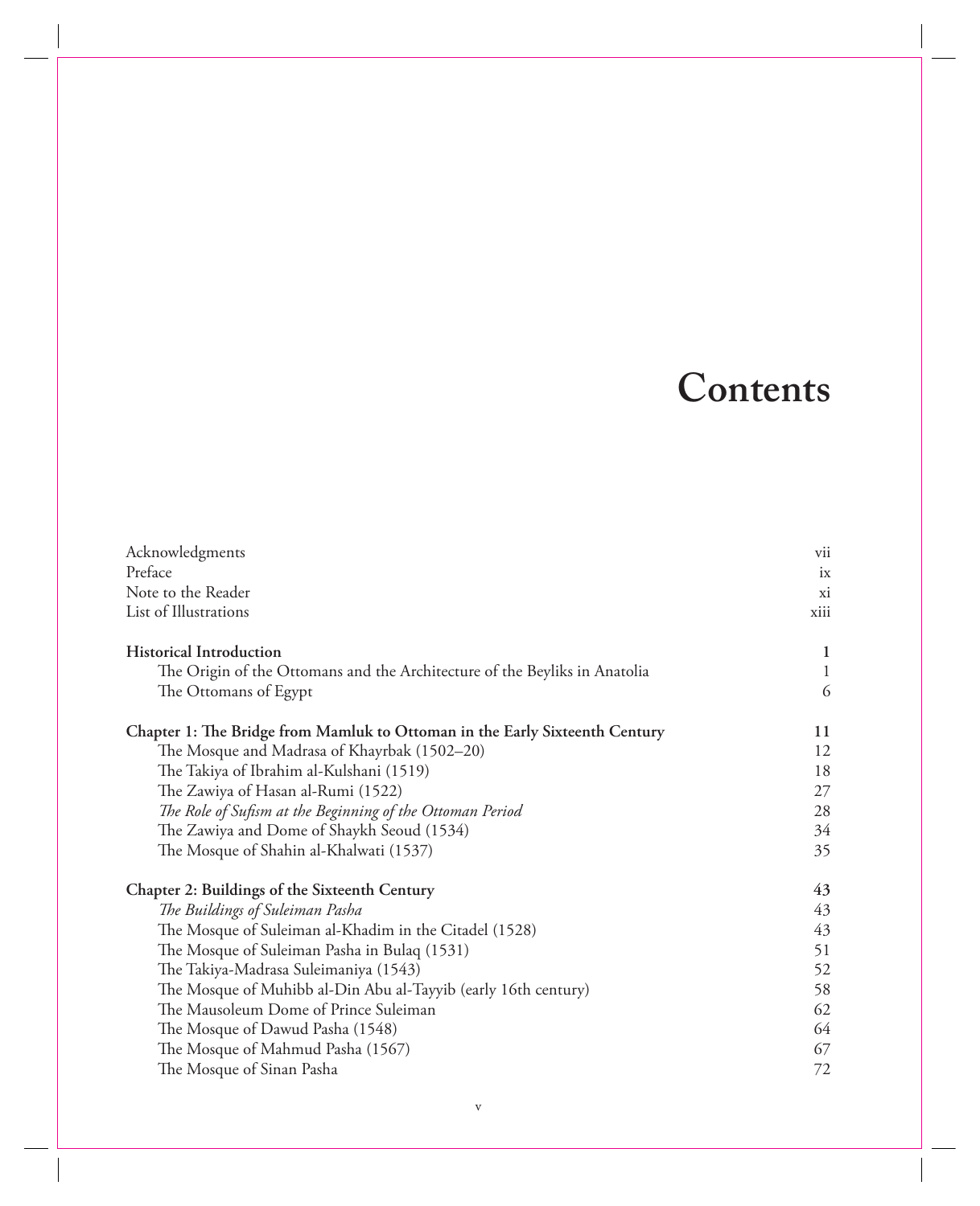# Contents

| | |
|---|---|
| Acknowledgments | vii |
| Preface | ix |
| Note to the Reader | xi |
| List of Illustrations | xiii |
| | |
| **Historical Introduction** | **1** |
| The Origin of the Ottomans and the Architecture of the Beyliks in Anatolia | 1 |
| The Ottomans of Egypt | 6 |
| | |
| **Chapter 1: The Bridge from Mamluk to Ottoman in the Early Sixteenth Century** | **11** |
| The Mosque and Madrasa of Khayrbak (1502–20) | 12 |
| The Takiya of Ibrahim al-Kulshani (1519) | 18 |
| The Zawiya of Hasan al-Rumi (1522) | 27 |
| *The Role of Sufism at the Beginning of the Ottoman Period* | 28 |
| The Zawiya and Dome of Shaykh Seoud (1534) | 34 |
| The Mosque of Shahin al-Khalwati (1537) | 35 |
| | |
| **Chapter 2: Buildings of the Sixteenth Century** | **43** |
| *The Buildings of Suleiman Pasha* | 43 |
| The Mosque of Suleiman al-Khadim in the Citadel (1528) | 43 |
| The Mosque of Suleiman Pasha in Bulaq (1531) | 51 |
| The Takiya-Madrasa Suleimaniya (1543) | 52 |
| The Mosque of Muhibb al-Din Abu al-Tayyib (early 16th century) | 58 |
| The Mausoleum Dome of Prince Suleiman | 62 |
| The Mosque of Dawud Pasha (1548) | 64 |
| The Mosque of Mahmud Pasha (1567) | 67 |
| The Mosque of Sinan Pasha | 72 |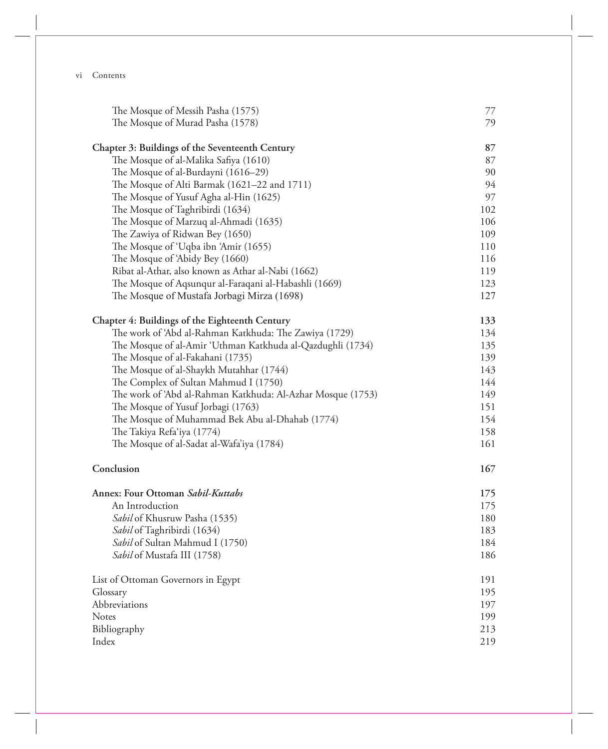The Mosque of Messih Pasha (1575) 77
The Mosque of Murad Pasha (1578) 79

**Chapter 3: Buildings of the Seventeenth Century** **87**

The Mosque of al-Malika Safiya (1610) 87
The Mosque of al-Burdayni (1616–29) 90
The Mosque of Alti Barmak (1621–22 and 1711) 94
The Mosque of Yusuf Agha al-Hin (1625) 97
The Mosque of Taghribirdi (1634) 102
The Mosque of Marzuq al-Ahmadi (1635) 106
The Zawiya of Ridwan Bey (1650) 109
The Mosque of 'Uqba ibn 'Amir (1655) 110
The Mosque of 'Abidy Bey (1660) 116
Ribat al-Athar, also known as Athar al-Nabi (1662) 119
The Mosque of Aqsunqur al-Faraqani al-Habashli (1669) 123
The Mosque of Mustafa Jorbagi Mirza (1698) 127

**Chapter 4: Buildings of the Eighteenth Century** **133**

The work of 'Abd al-Rahman Katkhuda: The Zawiya (1729) 134
The Mosque of al-Amir 'Uthman Katkhuda al-Qazdughli (1734) 135
The Mosque of al-Fakahani (1735) 139
The Mosque of al-Shaykh Mutahhar (1744) 143
The Complex of Sultan Mahmud I (1750) 144
The work of 'Abd al-Rahman Katkhuda: Al-Azhar Mosque (1753) 149
The Mosque of Yusuf Jorbagi (1763) 151
The Mosque of Muhammad Bek Abu al-Dhahab (1774) 154
The Takiya Refa'iya (1774) 158
The Mosque of al-Sadat al-Wafa'iya (1784) 161

**Conclusion** **167**

**Annex: Four Ottoman *Sabil-Kuttabs*** **175**

An Introduction 175
*Sabil* of Khusruw Pasha (1535) 180
*Sabil* of Taghribirdi (1634) 183
*Sabil* of Sultan Mahmud I (1750) 184
*Sabil* of Mustafa III (1758) 186

List of Ottoman Governors in Egypt 191
Glossary 195
Abbreviations 197
Notes 199
Bibliography 213
Index 219